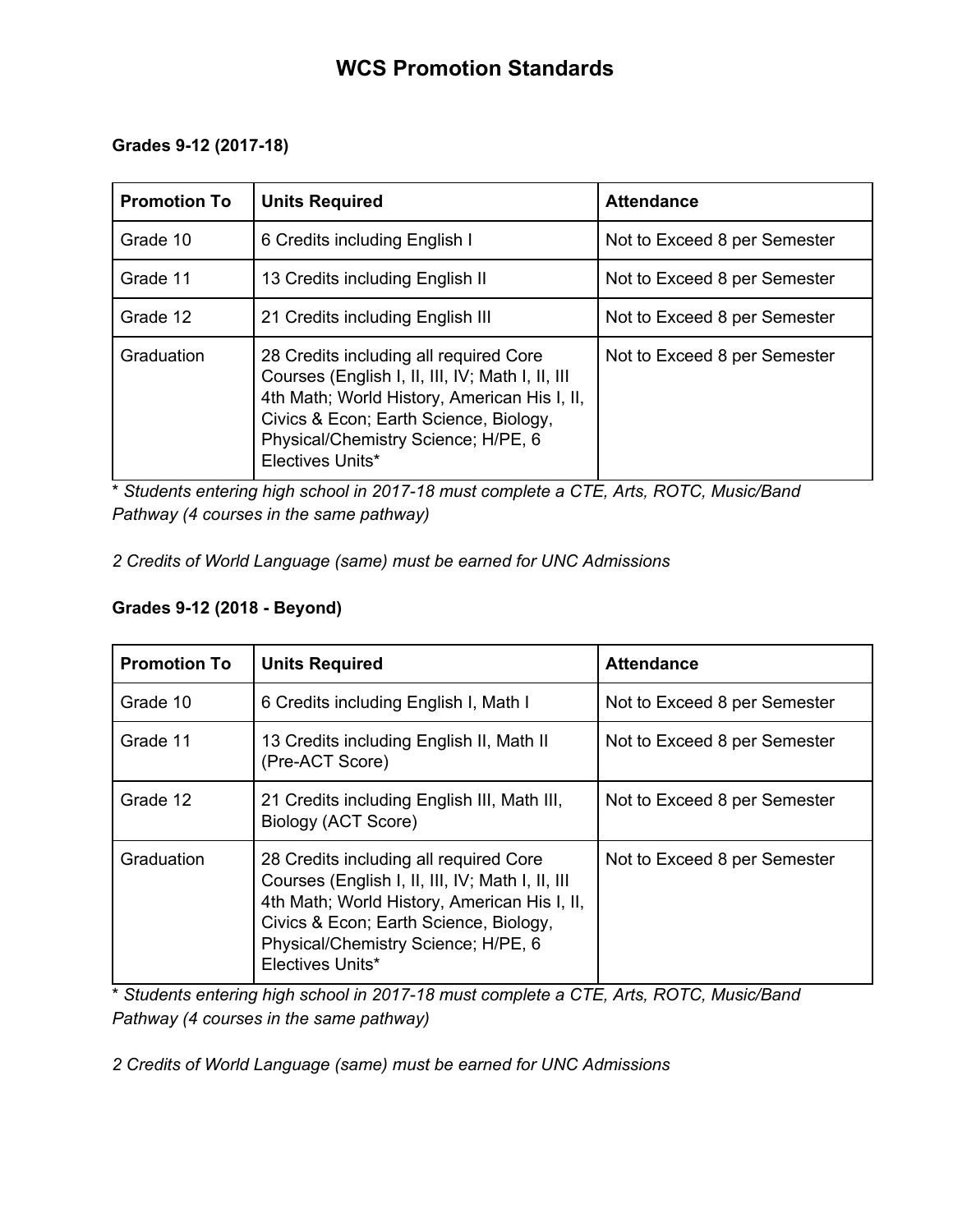# WCS Promotion Standards

**Grades 9-12 (2017-18)**

| Promotion To | Units Required | Attendance |
| --- | --- | --- |
| Grade 10 | 6 Credits including English I | Not to Exceed 8 per Semester |
| Grade 11 | 13 Credits including English II | Not to Exceed 8 per Semester |
| Grade 12 | 21 Credits including English III | Not to Exceed 8 per Semester |
| Graduation | 28 Credits including all required Core Courses (English I, II, III, IV; Math I, II, III 4th Math; World History, American His I, II, Civics & Econ; Earth Science, Biology, Physical/Chemistry Science; H/PE, 6 Electives Units* | Not to Exceed 8 per Semester |

* *Students entering high school in 2017-18 must complete a CTE, Arts, ROTC, Music/Band Pathway (4 courses in the same pathway)*

*2 Credits of World Language (same) must be earned for UNC Admissions*

**Grades 9-12 (2018 - Beyond)**

| Promotion To | Units Required | Attendance |
| --- | --- | --- |
| Grade 10 | 6 Credits including English I, Math I | Not to Exceed 8 per Semester |
| Grade 11 | 13 Credits including English II, Math II (Pre-ACT Score) | Not to Exceed 8 per Semester |
| Grade 12 | 21 Credits including English III, Math III, Biology (ACT Score) | Not to Exceed 8 per Semester |
| Graduation | 28 Credits including all required Core Courses (English I, II, III, IV; Math I, II, III 4th Math; World History, American His I, II, Civics & Econ; Earth Science, Biology, Physical/Chemistry Science; H/PE, 6 Electives Units* | Not to Exceed 8 per Semester |

* *Students entering high school in 2017-18 must complete a CTE, Arts, ROTC, Music/Band Pathway (4 courses in the same pathway)*

*2 Credits of World Language (same) must be earned for UNC Admissions*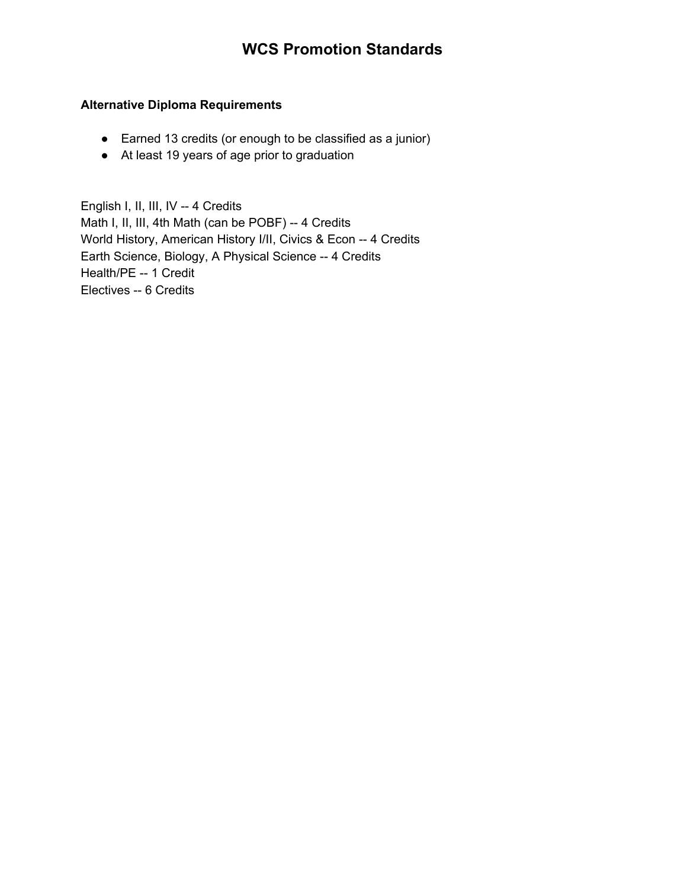# WCS Promotion Standards

**Alternative Diploma Requirements**

- Earned 13 credits (or enough to be classified as a junior)
- At least 19 years of age prior to graduation

English I, II, III, IV -- 4 Credits
Math I, II, III, 4th Math (can be POBF) -- 4 Credits
World History, American History I/II, Civics & Econ -- 4 Credits
Earth Science, Biology, A Physical Science -- 4 Credits
Health/PE -- 1 Credit
Electives -- 6 Credits